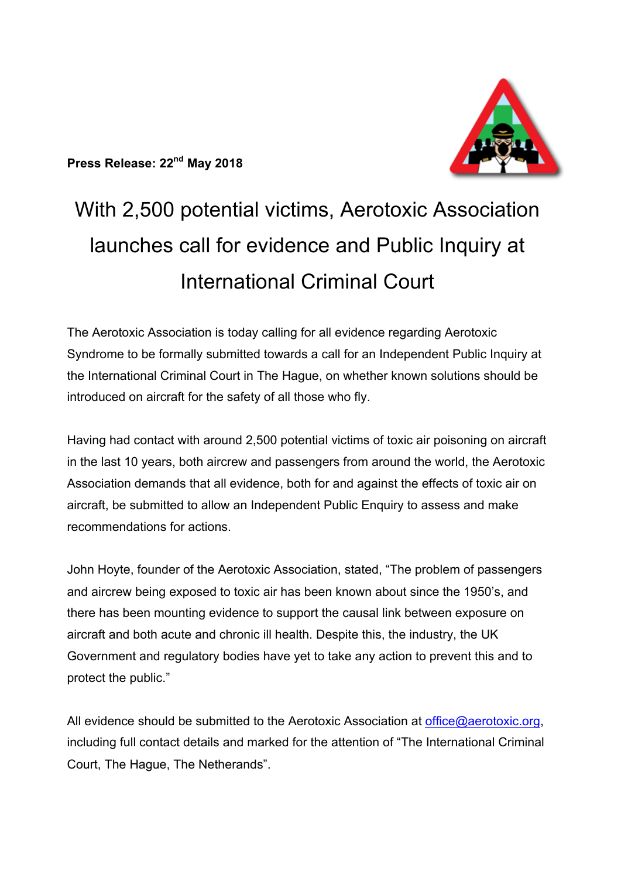**Press Release: 22nd May 2018**

# With 2,500 potential victims, Aerotoxic Association launches call for evidence and Public Inquiry at International Criminal Court

The Aerotoxic Association is today calling for all evidence regarding Aerotoxic Syndrome to be formally submitted towards a call for an Independent Public Inquiry at the International Criminal Court in The Hague, on whether known solutions should be introduced on aircraft for the safety of all those who fly.

Having had contact with around 2,500 potential victims of toxic air poisoning on aircraft in the last 10 years, both aircrew and passengers from around the world, the Aerotoxic Association demands that all evidence, both for and against the effects of toxic air on aircraft, be submitted to allow an Independent Public Enquiry to assess and make recommendations for actions.

John Hoyte, founder of the Aerotoxic Association, stated, "The problem of passengers and aircrew being exposed to toxic air has been known about since the 1950's, and there has been mounting evidence to support the causal link between exposure on aircraft and both acute and chronic ill health. Despite this, the industry, the UK Government and regulatory bodies have yet to take any action to prevent this and to protect the public."

All evidence should be submitted to the Aerotoxic Association at office@aerotoxic.org, including full contact details and marked for the attention of "The International Criminal Court, The Hague, The Netherands".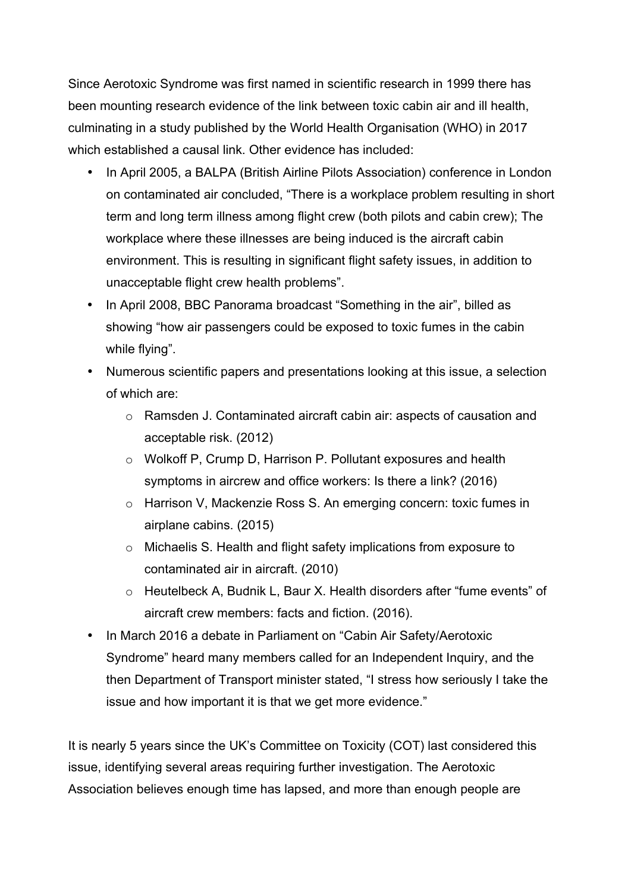Since Aerotoxic Syndrome was first named in scientific research in 1999 there has been mounting research evidence of the link between toxic cabin air and ill health, culminating in a study published by the World Health Organisation (WHO) in 2017 which established a causal link. Other evidence has included:

- In April 2005, a BALPA (British Airline Pilots Association) conference in London on contaminated air concluded, "There is a workplace problem resulting in short term and long term illness among flight crew (both pilots and cabin crew); The workplace where these illnesses are being induced is the aircraft cabin environment. This is resulting in significant flight safety issues, in addition to unacceptable flight crew health problems".
- In April 2008, BBC Panorama broadcast "Something in the air", billed as showing "how air passengers could be exposed to toxic fumes in the cabin while flying".
- Numerous scientific papers and presentations looking at this issue, a selection of which are:
  - Ramsden J. Contaminated aircraft cabin air: aspects of causation and acceptable risk. (2012)
  - Wolkoff P, Crump D, Harrison P. Pollutant exposures and health symptoms in aircrew and office workers: Is there a link? (2016)
  - Harrison V, Mackenzie Ross S. An emerging concern: toxic fumes in airplane cabins. (2015)
  - Michaelis S. Health and flight safety implications from exposure to contaminated air in aircraft. (2010)
  - Heutelbeck A, Budnik L, Baur X. Health disorders after "fume events" of aircraft crew members: facts and fiction. (2016).
- In March 2016 a debate in Parliament on "Cabin Air Safety/Aerotoxic Syndrome" heard many members called for an Independent Inquiry, and the then Department of Transport minister stated, "I stress how seriously I take the issue and how important it is that we get more evidence."

It is nearly 5 years since the UK's Committee on Toxicity (COT) last considered this issue, identifying several areas requiring further investigation. The Aerotoxic Association believes enough time has lapsed, and more than enough people are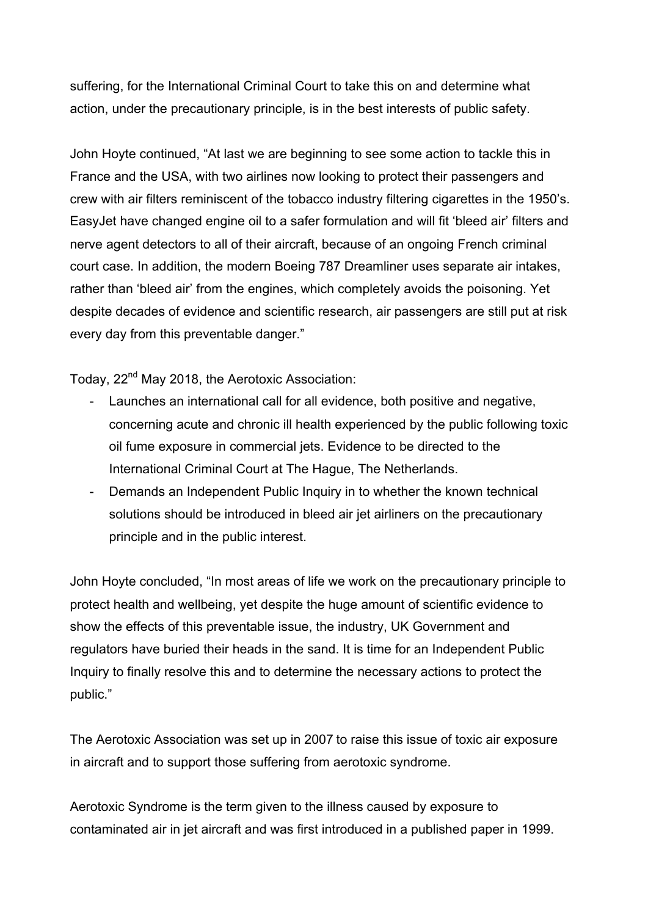suffering, for the International Criminal Court to take this on and determine what action, under the precautionary principle, is in the best interests of public safety.

John Hoyte continued, “At last we are beginning to see some action to tackle this in France and the USA, with two airlines now looking to protect their passengers and crew with air filters reminiscent of the tobacco industry filtering cigarettes in the 1950’s. EasyJet have changed engine oil to a safer formulation and will fit ‘bleed air’ filters and nerve agent detectors to all of their aircraft, because of an ongoing French criminal court case. In addition, the modern Boeing 787 Dreamliner uses separate air intakes, rather than ‘bleed air’ from the engines, which completely avoids the poisoning. Yet despite decades of evidence and scientific research, air passengers are still put at risk every day from this preventable danger.”

Today, 22nd May 2018, the Aerotoxic Association:

- Launches an international call for all evidence, both positive and negative, concerning acute and chronic ill health experienced by the public following toxic oil fume exposure in commercial jets. Evidence to be directed to the International Criminal Court at The Hague, The Netherlands.
- Demands an Independent Public Inquiry in to whether the known technical solutions should be introduced in bleed air jet airliners on the precautionary principle and in the public interest.

John Hoyte concluded, “In most areas of life we work on the precautionary principle to protect health and wellbeing, yet despite the huge amount of scientific evidence to show the effects of this preventable issue, the industry, UK Government and regulators have buried their heads in the sand. It is time for an Independent Public Inquiry to finally resolve this and to determine the necessary actions to protect the public.”

The Aerotoxic Association was set up in 2007 to raise this issue of toxic air exposure in aircraft and to support those suffering from aerotoxic syndrome.

Aerotoxic Syndrome is the term given to the illness caused by exposure to contaminated air in jet aircraft and was first introduced in a published paper in 1999.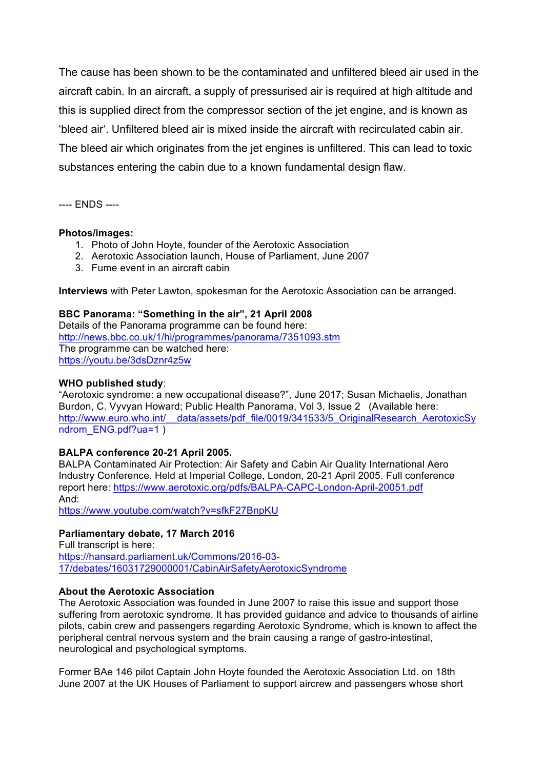The cause has been shown to be the contaminated and unfiltered bleed air used in the aircraft cabin. In an aircraft, a supply of pressurised air is required at high altitude and this is supplied direct from the compressor section of the jet engine, and is known as 'bleed air'. Unfiltered bleed air is mixed inside the aircraft with recirculated cabin air. The bleed air which originates from the jet engines is unfiltered. This can lead to toxic substances entering the cabin due to a known fundamental design flaw.

---- ENDS ----

**Photos/images:**

1. Photo of John Hoyte, founder of the Aerotoxic Association
2. Aerotoxic Association launch, House of Parliament, June 2007
3. Fume event in an aircraft cabin

**Interviews** with Peter Lawton, spokesman for the Aerotoxic Association can be arranged.

**BBC Panorama: "Something in the air", 21 April 2008**
Details of the Panorama programme can be found here:
http://news.bbc.co.uk/1/hi/programmes/panorama/7351093.stm
The programme can be watched here:
https://youtu.be/3dsDznr4z5w

**WHO published study**:
"Aerotoxic syndrome: a new occupational disease?", June 2017; Susan Michaelis, Jonathan Burdon, C. Vyvyan Howard; Public Health Panorama, Vol 3, Issue 2 (Available here: http://www.euro.who.int/__data/assets/pdf_file/0019/341533/5_OriginalResearch_AerotoxicSyndrom_ENG.pdf?ua=1 )

**BALPA conference 20-21 April 2005.**
BALPA Contaminated Air Protection: Air Safety and Cabin Air Quality International Aero Industry Conference. Held at Imperial College, London, 20-21 April 2005. Full conference report here: https://www.aerotoxic.org/pdfs/BALPA-CAPC-London-April-20051.pdf
And:
https://www.youtube.com/watch?v=sfkF27BnpKU

**Parliamentary debate, 17 March 2016**
Full transcript is here:
https://hansard.parliament.uk/Commons/2016-03-17/debates/16031729000001/CabinAirSafetyAerotoxicSyndrome

**About the Aerotoxic Association**
The Aerotoxic Association was founded in June 2007 to raise this issue and support those suffering from aerotoxic syndrome. It has provided guidance and advice to thousands of airline pilots, cabin crew and passengers regarding Aerotoxic Syndrome, which is known to affect the peripheral central nervous system and the brain causing a range of gastro-intestinal, neurological and psychological symptoms.

Former BAe 146 pilot Captain John Hoyte founded the Aerotoxic Association Ltd. on 18th June 2007 at the UK Houses of Parliament to support aircrew and passengers whose short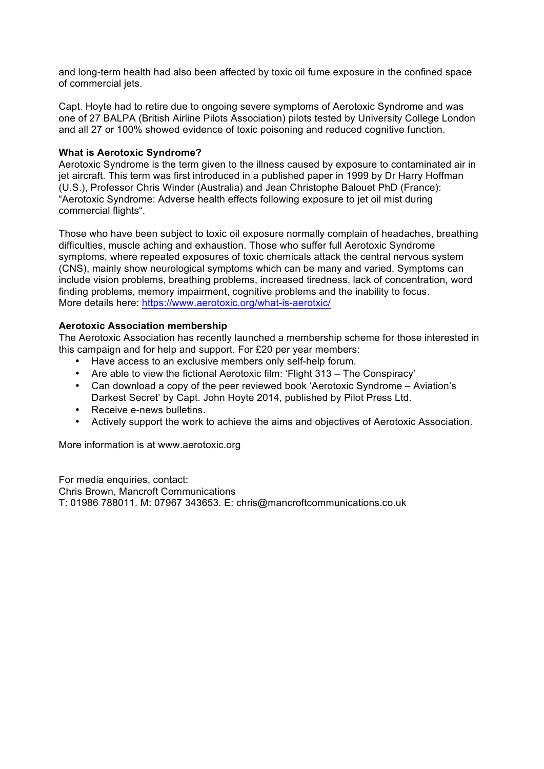and long-term health had also been affected by toxic oil fume exposure in the confined space of commercial jets.

Capt. Hoyte had to retire due to ongoing severe symptoms of Aerotoxic Syndrome and was one of 27 BALPA (British Airline Pilots Association) pilots tested by University College London and all 27 or 100% showed evidence of toxic poisoning and reduced cognitive function.

**What is Aerotoxic Syndrome?**

Aerotoxic Syndrome is the term given to the illness caused by exposure to contaminated air in jet aircraft. This term was first introduced in a published paper in 1999 by Dr Harry Hoffman (U.S.), Professor Chris Winder (Australia) and Jean Christophe Balouet PhD (France): "Aerotoxic Syndrome: Adverse health effects following exposure to jet oil mist during commercial flights".

Those who have been subject to toxic oil exposure normally complain of headaches, breathing difficulties, muscle aching and exhaustion. Those who suffer full Aerotoxic Syndrome symptoms, where repeated exposures of toxic chemicals attack the central nervous system (CNS), mainly show neurological symptoms which can be many and varied. Symptoms can include vision problems, breathing problems, increased tiredness, lack of concentration, word finding problems, memory impairment, cognitive problems and the inability to focus.
More details here: https://www.aerotoxic.org/what-is-aerotxic/

**Aerotoxic Association membership**

The Aerotoxic Association has recently launched a membership scheme for those interested in this campaign and for help and support. For £20 per year members:

- Have access to an exclusive members only self-help forum.
- Are able to view the fictional Aerotoxic film: 'Flight 313 – The Conspiracy'
- Can download a copy of the peer reviewed book 'Aerotoxic Syndrome – Aviation's Darkest Secret' by Capt. John Hoyte 2014, published by Pilot Press Ltd.
- Receive e-news bulletins.
- Actively support the work to achieve the aims and objectives of Aerotoxic Association.

More information is at www.aerotoxic.org

For media enquiries, contact:
Chris Brown, Mancroft Communications
T: 01986 788011. M: 07967 343653. E: chris@mancroftcommunications.co.uk